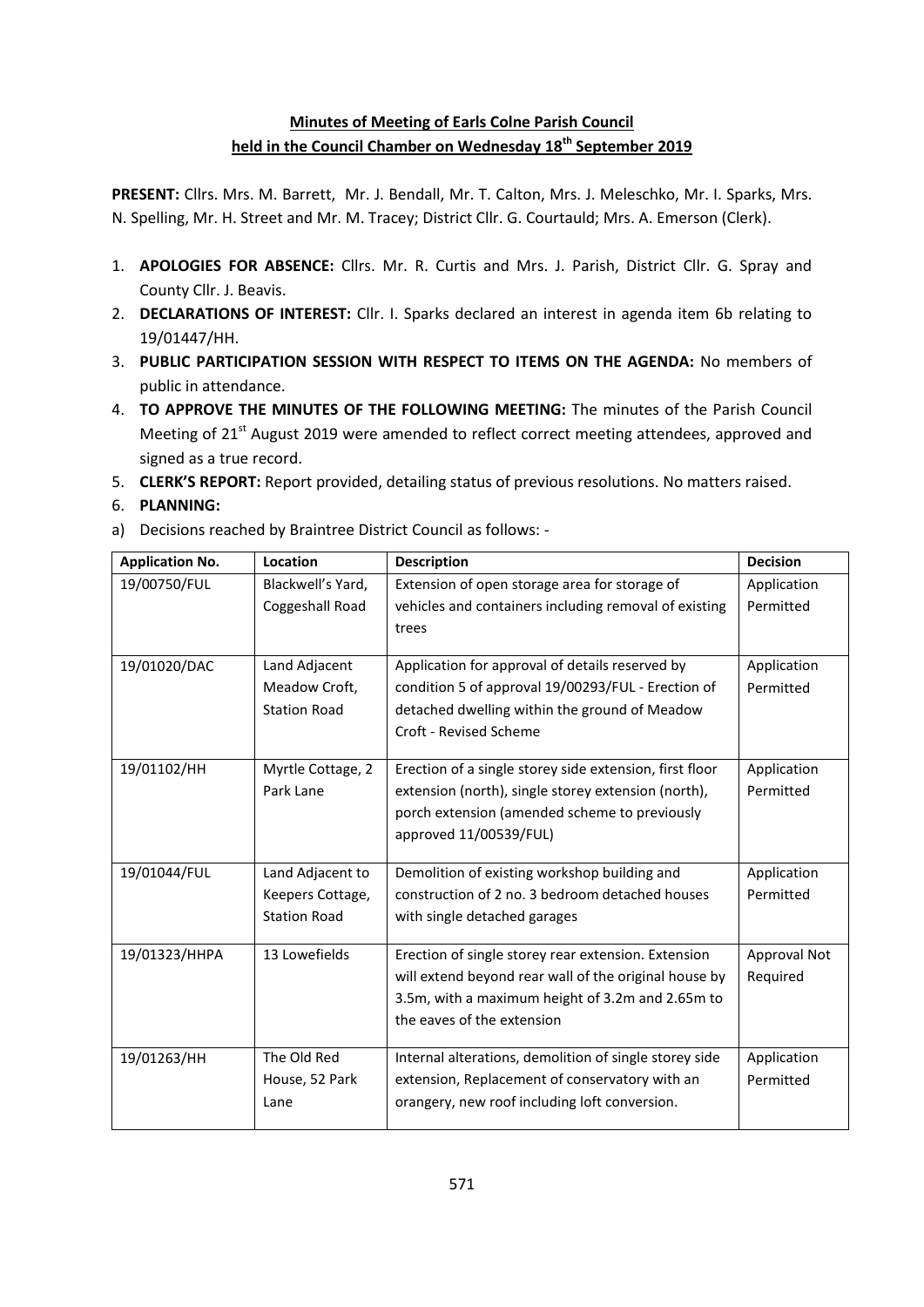**Minutes of Meeting of Earls Colne Parish Council**
**held in the Council Chamber on Wednesday 18th September 2019**

**PRESENT:** Cllrs. Mrs. M. Barrett, Mr. J. Bendall, Mr. T. Calton, Mrs. J. Meleschko, Mr. I. Sparks, Mrs. N. Spelling, Mr. H. Street and Mr. M. Tracey; District Cllr. G. Courtauld; Mrs. A. Emerson (Clerk).

1. **APOLOGIES FOR ABSENCE:** Cllrs. Mr. R. Curtis and Mrs. J. Parish, District Cllr. G. Spray and County Cllr. J. Beavis.
2. **DECLARATIONS OF INTEREST:** Cllr. I. Sparks declared an interest in agenda item 6b relating to 19/01447/HH.
3. **PUBLIC PARTICIPATION SESSION WITH RESPECT TO ITEMS ON THE AGENDA:** No members of public in attendance.
4. **TO APPROVE THE MINUTES OF THE FOLLOWING MEETING:** The minutes of the Parish Council Meeting of 21st August 2019 were amended to reflect correct meeting attendees, approved and signed as a true record.
5. **CLERK'S REPORT:** Report provided, detailing status of previous resolutions. No matters raised.
6. **PLANNING:**

a) Decisions reached by Braintree District Council as follows: -

| Application No. | Location | Description | Decision |
|---|---|---|---|
| 19/00750/FUL | Blackwell's Yard, Coggeshall Road | Extension of open storage area for storage of vehicles and containers including removal of existing trees | Application Permitted |
| 19/01020/DAC | Land Adjacent Meadow Croft, Station Road | Application for approval of details reserved by condition 5 of approval 19/00293/FUL - Erection of detached dwelling within the ground of Meadow Croft - Revised Scheme | Application Permitted |
| 19/01102/HH | Myrtle Cottage, 2 Park Lane | Erection of a single storey side extension, first floor extension (north), single storey extension (north), porch extension (amended scheme to previously approved 11/00539/FUL) | Application Permitted |
| 19/01044/FUL | Land Adjacent to Keepers Cottage, Station Road | Demolition of existing workshop building and construction of 2 no. 3 bedroom detached houses with single detached garages | Application Permitted |
| 19/01323/HHPA | 13 Lowefields | Erection of single storey rear extension. Extension will extend beyond rear wall of the original house by 3.5m, with a maximum height of 3.2m and 2.65m to the eaves of the extension | Approval Not Required |
| 19/01263/HH | The Old Red House, 52 Park Lane | Internal alterations, demolition of single storey side extension, Replacement of conservatory with an orangery, new roof including loft conversion. | Application Permitted |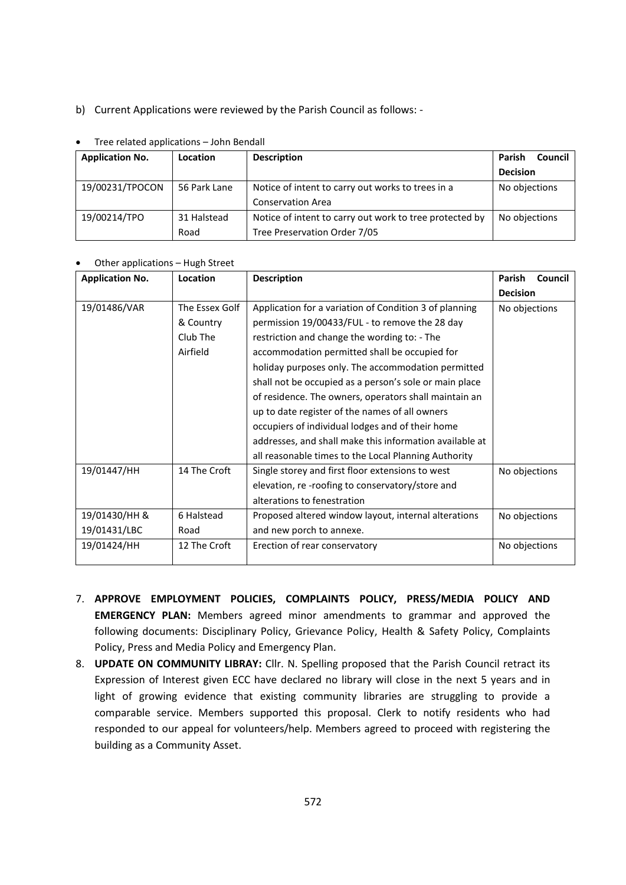b) Current Applications were reviewed by the Parish Council as follows: -

- Tree related applications – John Bendall

| Application No. | Location | Description | Parish Council Decision |
|---|---|---|---|
| 19/00231/TPOCON | 56 Park Lane | Notice of intent to carry out works to trees in a Conservation Area | No objections |
| 19/00214/TPO | 31 Halstead Road | Notice of intent to carry out work to tree protected by Tree Preservation Order 7/05 | No objections |

- Other applications – Hugh Street

| Application No. | Location | Description | Parish Council Decision |
|---|---|---|---|
| 19/01486/VAR | The Essex Golf & Country Club The Airfield | Application for a variation of Condition 3 of planning permission 19/00433/FUL - to remove the 28 day restriction and change the wording to: - The accommodation permitted shall be occupied for holiday purposes only. The accommodation permitted shall not be occupied as a person's sole or main place of residence. The owners, operators shall maintain an up to date register of the names of all owners occupiers of individual lodges and of their home addresses, and shall make this information available at all reasonable times to the Local Planning Authority | No objections |
| 19/01447/HH | 14 The Croft | Single storey and first floor extensions to west elevation, re -roofing to conservatory/store and alterations to fenestration | No objections |
| 19/01430/HH & 19/01431/LBC | 6 Halstead Road | Proposed altered window layout, internal alterations and new porch to annexe. | No objections |
| 19/01424/HH | 12 The Croft | Erection of rear conservatory | No objections |

7. **APPROVE EMPLOYMENT POLICIES, COMPLAINTS POLICY, PRESS/MEDIA POLICY AND EMERGENCY PLAN:** Members agreed minor amendments to grammar and approved the following documents: Disciplinary Policy, Grievance Policy, Health & Safety Policy, Complaints Policy, Press and Media Policy and Emergency Plan.
8. **UPDATE ON COMMUNITY LIBRARY:** Cllr. N. Spelling proposed that the Parish Council retract its Expression of Interest given ECC have declared no library will close in the next 5 years and in light of growing evidence that existing community libraries are struggling to provide a comparable service. Members supported this proposal. Clerk to notify residents who had responded to our appeal for volunteers/help. Members agreed to proceed with registering the building as a Community Asset.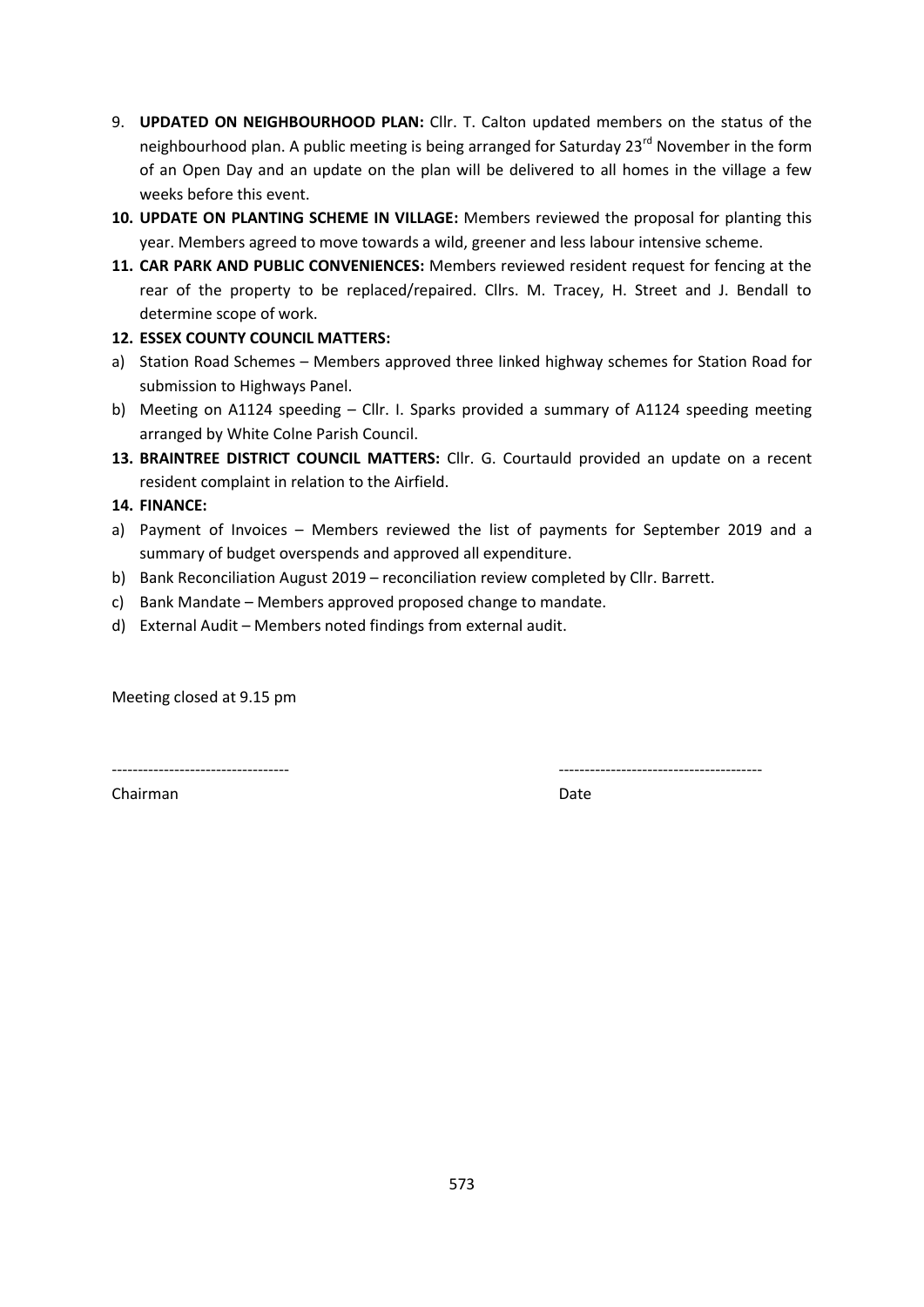9. **UPDATED ON NEIGHBOURHOOD PLAN:** Cllr. T. Calton updated members on the status of the neighbourhood plan. A public meeting is being arranged for Saturday 23rd November in the form of an Open Day and an update on the plan will be delivered to all homes in the village a few weeks before this event.
10. **UPDATE ON PLANTING SCHEME IN VILLAGE:** Members reviewed the proposal for planting this year. Members agreed to move towards a wild, greener and less labour intensive scheme.
11. **CAR PARK AND PUBLIC CONVENIENCES:** Members reviewed resident request for fencing at the rear of the property to be replaced/repaired. Cllrs. M. Tracey, H. Street and J. Bendall to determine scope of work.
12. **ESSEX COUNTY COUNCIL MATTERS:**

a) Station Road Schemes – Members approved three linked highway schemes for Station Road for submission to Highways Panel.
b) Meeting on A1124 speeding – Cllr. I. Sparks provided a summary of A1124 speeding meeting arranged by White Colne Parish Council.

13. **BRAINTREE DISTRICT COUNCIL MATTERS:** Cllr. G. Courtauld provided an update on a recent resident complaint in relation to the Airfield.
14. **FINANCE:**

a) Payment of Invoices – Members reviewed the list of payments for September 2019 and a summary of budget overspends and approved all expenditure.
b) Bank Reconciliation August 2019 – reconciliation review completed by Cllr. Barrett.
c) Bank Mandate – Members approved proposed change to mandate.
d) External Audit – Members noted findings from external audit.

Meeting closed at 9.15 pm

---------------------------------- ---------------------------------------

Chairman Date